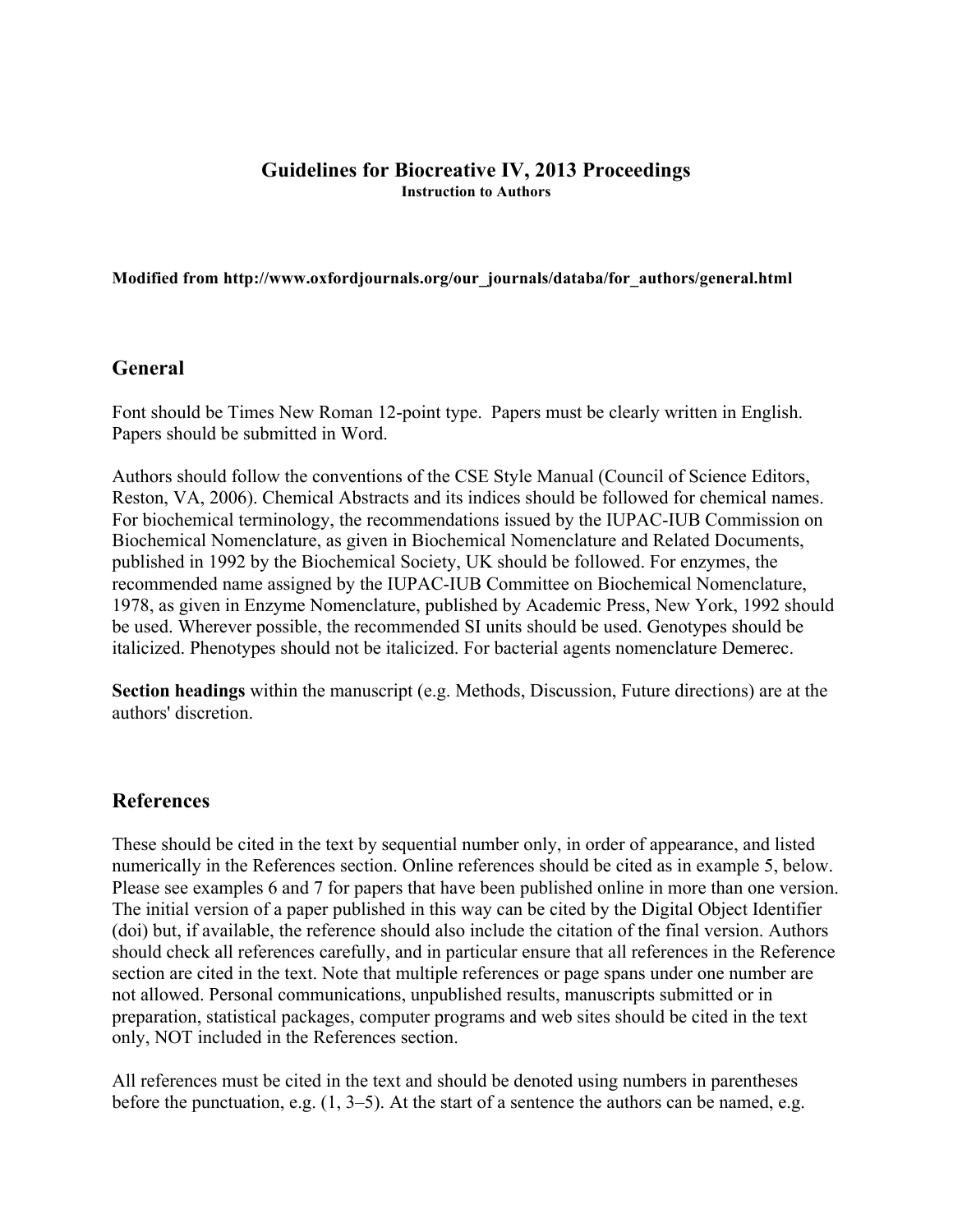# Guidelines for Biocreative IV, 2013 Proceedings

**Instruction to Authors**

**Modified from http://www.oxfordjournals.org/our_journals/databa/for_authors/general.html**

## General

Font should be Times New Roman 12-point type. Papers must be clearly written in English. Papers should be submitted in Word.

Authors should follow the conventions of the CSE Style Manual (Council of Science Editors, Reston, VA, 2006). Chemical Abstracts and its indices should be followed for chemical names. For biochemical terminology, the recommendations issued by the IUPAC-IUB Commission on Biochemical Nomenclature, as given in Biochemical Nomenclature and Related Documents, published in 1992 by the Biochemical Society, UK should be followed. For enzymes, the recommended name assigned by the IUPAC-IUB Committee on Biochemical Nomenclature, 1978, as given in Enzyme Nomenclature, published by Academic Press, New York, 1992 should be used. Wherever possible, the recommended SI units should be used. Genotypes should be italicized. Phenotypes should not be italicized. For bacterial agents nomenclature Demerec.

**Section headings** within the manuscript (e.g. Methods, Discussion, Future directions) are at the authors' discretion.

## References

These should be cited in the text by sequential number only, in order of appearance, and listed numerically in the References section. Online references should be cited as in example 5, below. Please see examples 6 and 7 for papers that have been published online in more than one version. The initial version of a paper published in this way can be cited by the Digital Object Identifier (doi) but, if available, the reference should also include the citation of the final version. Authors should check all references carefully, and in particular ensure that all references in the Reference section are cited in the text. Note that multiple references or page spans under one number are not allowed. Personal communications, unpublished results, manuscripts submitted or in preparation, statistical packages, computer programs and web sites should be cited in the text only, NOT included in the References section.

All references must be cited in the text and should be denoted using numbers in parentheses before the punctuation, e.g. (1, 3–5). At the start of a sentence the authors can be named, e.g.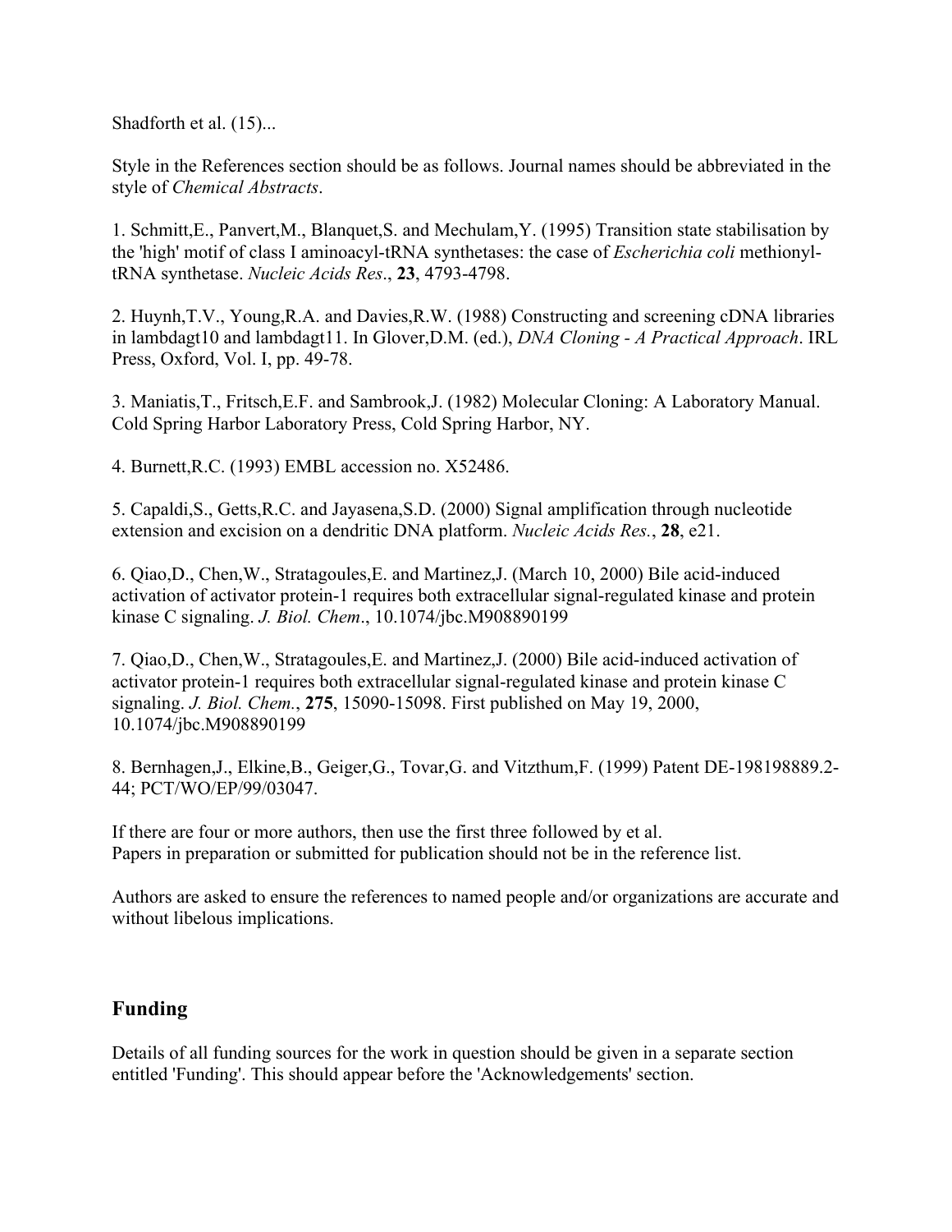Shadforth et al. (15)...

Style in the References section should be as follows. Journal names should be abbreviated in the style of *Chemical Abstracts*.

1. Schmitt,E., Panvert,M., Blanquet,S. and Mechulam,Y. (1995) Transition state stabilisation by the 'high' motif of class I aminoacyl-tRNA synthetases: the case of *Escherichia coli* methionyl-tRNA synthetase. *Nucleic Acids Res*., **23**, 4793-4798.

2. Huynh,T.V., Young,R.A. and Davies,R.W. (1988) Constructing and screening cDNA libraries in lambdagt10 and lambdagt11. In Glover,D.M. (ed.), *DNA Cloning - A Practical Approach*. IRL Press, Oxford, Vol. I, pp. 49-78.

3. Maniatis,T., Fritsch,E.F. and Sambrook,J. (1982) Molecular Cloning: A Laboratory Manual. Cold Spring Harbor Laboratory Press, Cold Spring Harbor, NY.

4. Burnett,R.C. (1993) EMBL accession no. X52486.

5. Capaldi,S., Getts,R.C. and Jayasena,S.D. (2000) Signal amplification through nucleotide extension and excision on a dendritic DNA platform. *Nucleic Acids Res.*, **28**, e21.

6. Qiao,D., Chen,W., Stratagoules,E. and Martinez,J. (March 10, 2000) Bile acid-induced activation of activator protein-1 requires both extracellular signal-regulated kinase and protein kinase C signaling. *J. Biol. Chem*., 10.1074/jbc.M908890199

7. Qiao,D., Chen,W., Stratagoules,E. and Martinez,J. (2000) Bile acid-induced activation of activator protein-1 requires both extracellular signal-regulated kinase and protein kinase C signaling. *J. Biol. Chem.*, **275**, 15090-15098. First published on May 19, 2000, 10.1074/jbc.M908890199

8. Bernhagen,J., Elkine,B., Geiger,G., Tovar,G. and Vitzthum,F. (1999) Patent DE-198198889.2-44; PCT/WO/EP/99/03047.

If there are four or more authors, then use the first three followed by et al.
Papers in preparation or submitted for publication should not be in the reference list.

Authors are asked to ensure the references to named people and/or organizations are accurate and without libelous implications.

## Funding

Details of all funding sources for the work in question should be given in a separate section entitled 'Funding'. This should appear before the 'Acknowledgements' section.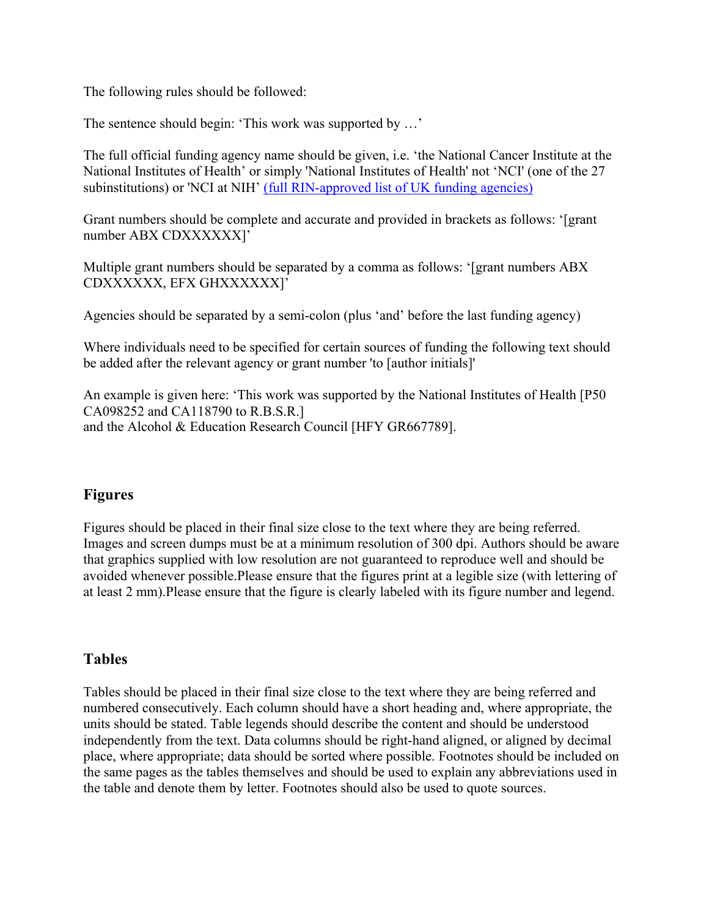The following rules should be followed:

The sentence should begin: 'This work was supported by …'

The full official funding agency name should be given, i.e. 'the National Cancer Institute at the National Institutes of Health' or simply 'National Institutes of Health' not 'NCI' (one of the 27 subinstitutions) or 'NCI at NIH' [(full RIN-approved list of UK funding agencies)]()

Grant numbers should be complete and accurate and provided in brackets as follows: '[grant number ABX CDXXXXXX]'

Multiple grant numbers should be separated by a comma as follows: '[grant numbers ABX CDXXXXXX, EFX GHXXXXXX]'

Agencies should be separated by a semi-colon (plus 'and' before the last funding agency)

Where individuals need to be specified for certain sources of funding the following text should be added after the relevant agency or grant number 'to [author initials]'

An example is given here: 'This work was supported by the National Institutes of Health [P50 CA098252 and CA118790 to R.B.S.R.]
and the Alcohol & Education Research Council [HFY GR667789].

## Figures

Figures should be placed in their final size close to the text where they are being referred. Images and screen dumps must be at a minimum resolution of 300 dpi. Authors should be aware that graphics supplied with low resolution are not guaranteed to reproduce well and should be avoided whenever possible.Please ensure that the figures print at a legible size (with lettering of at least 2 mm).Please ensure that the figure is clearly labeled with its figure number and legend.

## Tables

Tables should be placed in their final size close to the text where they are being referred and numbered consecutively. Each column should have a short heading and, where appropriate, the units should be stated. Table legends should describe the content and should be understood independently from the text. Data columns should be right-hand aligned, or aligned by decimal place, where appropriate; data should be sorted where possible. Footnotes should be included on the same pages as the tables themselves and should be used to explain any abbreviations used in the table and denote them by letter. Footnotes should also be used to quote sources.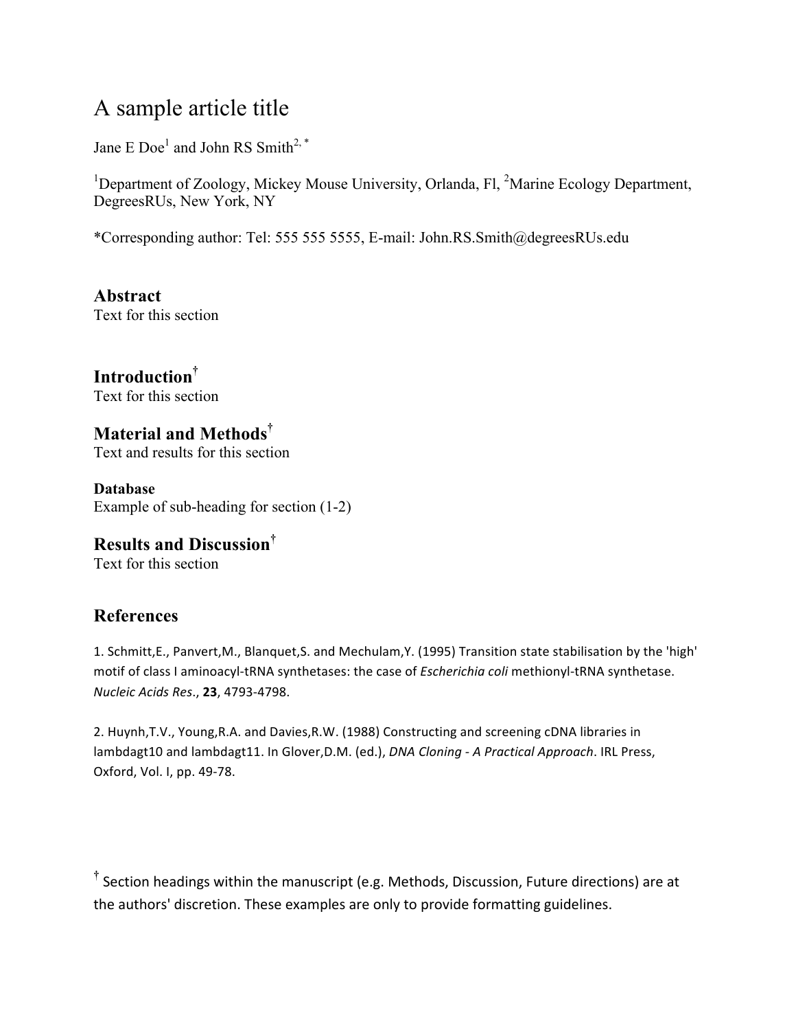# A sample article title

Jane E Doe[1] and John RS Smith[2,*]

[1]Department of Zoology, Mickey Mouse University, Orlanda, Fl, [2]Marine Ecology Department, DegreesRUs, New York, NY

*Corresponding author: Tel: 555 555 5555, E-mail: John.RS.Smith@degreesRUs.edu

## Abstract

Text for this section

## Introduction[†]

Text for this section

## Material and Methods[†]

Text and results for this section

### Database

Example of sub-heading for section (1-2)

## Results and Discussion[†]

Text for this section

## References

1. Schmitt,E., Panvert,M., Blanquet,S. and Mechulam,Y. (1995) Transition state stabilisation by the 'high' motif of class I aminoacyl-tRNA synthetases: the case of *Escherichia coli* methionyl-tRNA synthetase. *Nucleic Acids Res*., **23**, 4793-4798.

2. Huynh,T.V., Young,R.A. and Davies,R.W. (1988) Constructing and screening cDNA libraries in lambdagt10 and lambdagt11. In Glover,D.M. (ed.), *DNA Cloning - A Practical Approach*. IRL Press, Oxford, Vol. I, pp. 49-78.

[†] Section headings within the manuscript (e.g. Methods, Discussion, Future directions) are at the authors' discretion. These examples are only to provide formatting guidelines.